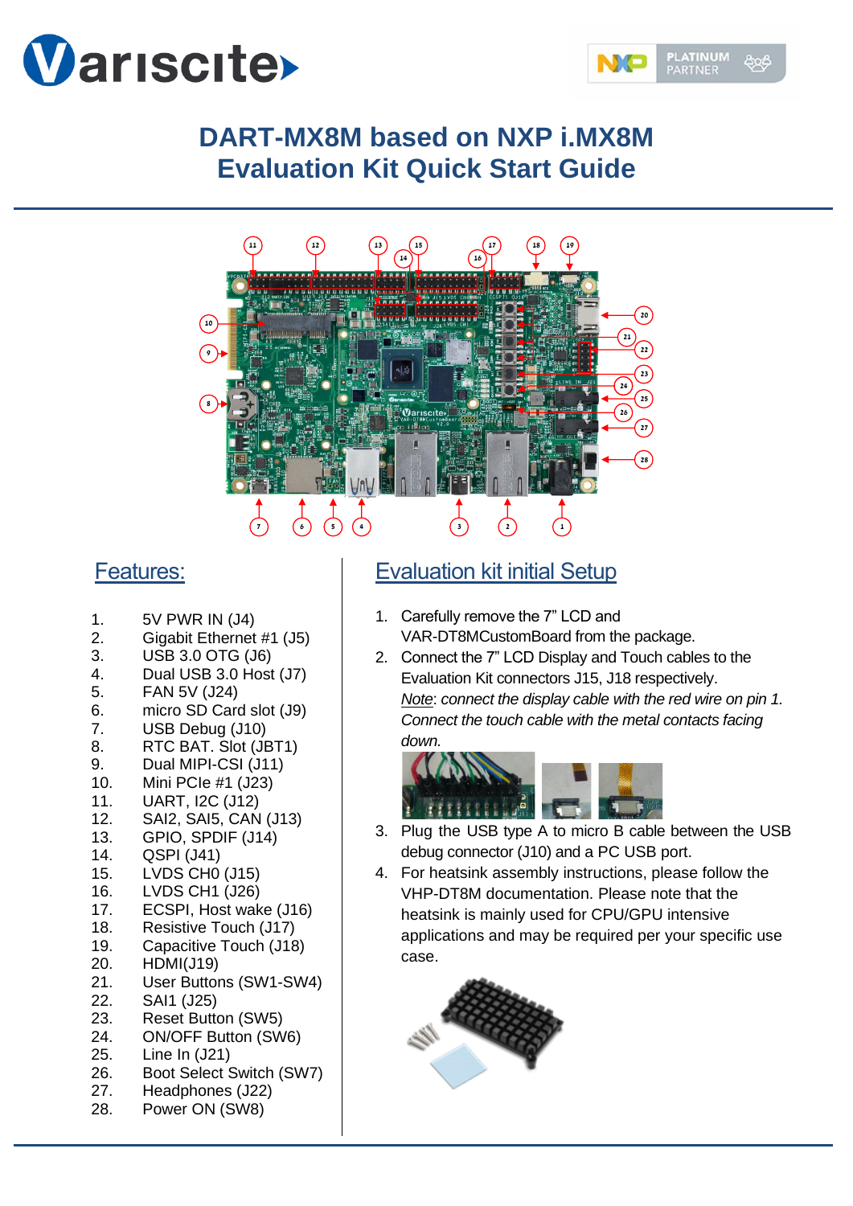# DART-MX8M based on NXP i.MX8M Evaluation Kit Quick Start Guide

## Features:

1. 5V PWR IN (J4)
2. Gigabit Ethernet #1 (J5)
3. USB 3.0 OTG (J6)
4. Dual USB 3.0 Host (J7)
5. FAN 5V (J24)
6. micro SD Card slot (J9)
7. USB Debug (J10)
8. RTC BAT. Slot (JBT1)
9. Dual MIPI-CSI (J11)
10. Mini PCIe #1 (J23)
11. UART, I2C (J12)
12. SAI2, SAI5, CAN (J13)
13. GPIO, SPDIF (J14)
14. QSPI (J41)
15. LVDS CH0 (J15)
16. LVDS CH1 (J26)
17. ECSPI, Host wake (J16)
18. Resistive Touch (J17)
19. Capacitive Touch (J18)
20. HDMI(J19)
21. User Buttons (SW1-SW4)
22. SAI1 (J25)
23. Reset Button (SW5)
24. ON/OFF Button (SW6)
25. Line In (J21)
26. Boot Select Switch (SW7)
27. Headphones (J22)
28. Power ON (SW8)

## Evaluation kit initial Setup

1. Carefully remove the 7" LCD and VAR-DT8MCustomBoard from the package.
2. Connect the 7" LCD Display and Touch cables to the Evaluation Kit connectors J15, J18 respectively.
   *Note: connect the display cable with the red wire on pin 1. Connect the touch cable with the metal contacts facing down.*
3. Plug the USB type A to micro B cable between the USB debug connector (J10) and a PC USB port.
4. For heatsink assembly instructions, please follow the VHP-DT8M documentation. Please note that the heatsink is mainly used for CPU/GPU intensive applications and may be required per your specific use case.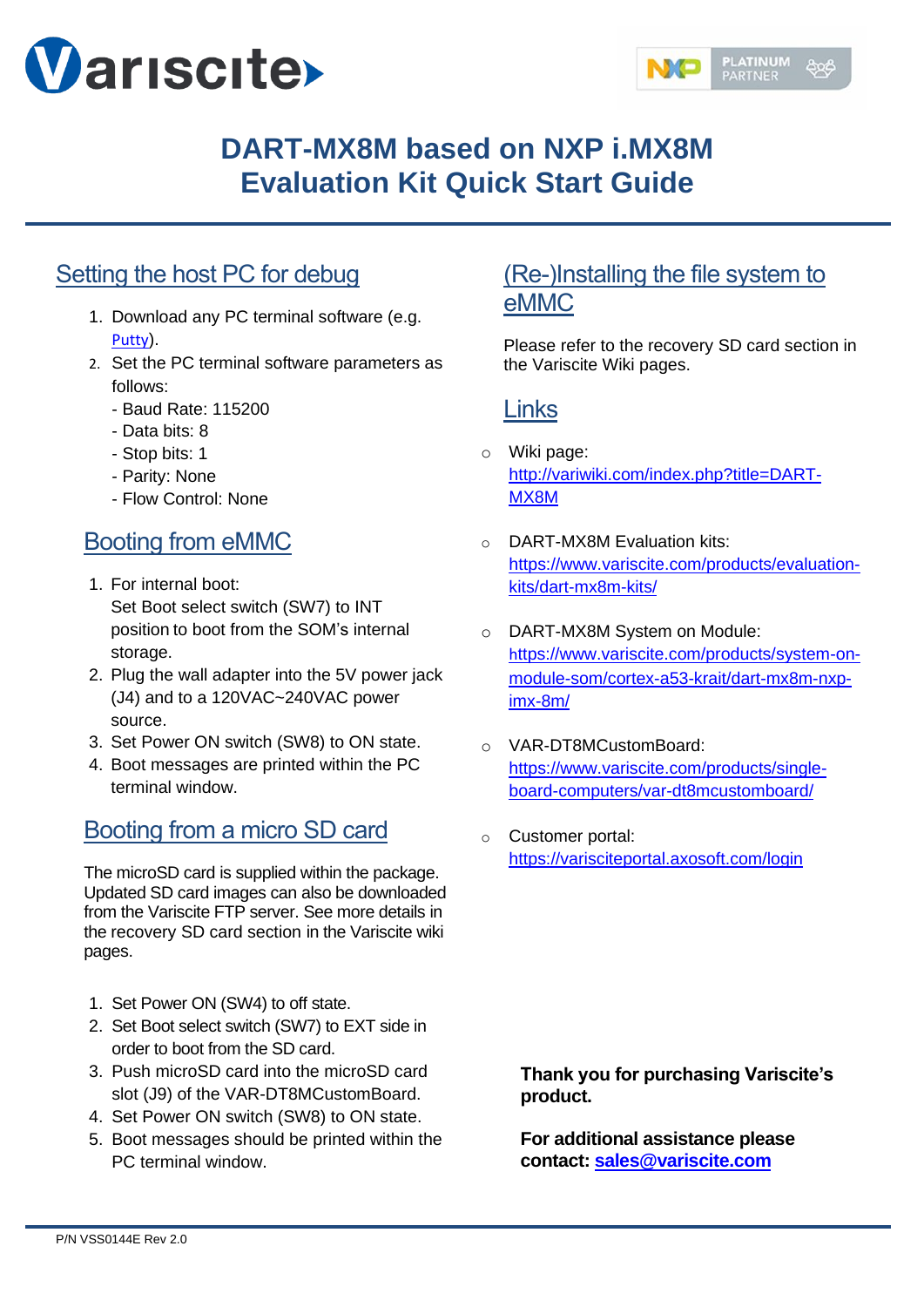# DART-MX8M based on NXP i.MX8M Evaluation Kit Quick Start Guide

## Setting the host PC for debug

1. Download any PC terminal software (e.g. [Putty](Putty)).
2. Set the PC terminal software parameters as follows:
   - Baud Rate: 115200
   - Data bits: 8
   - Stop bits: 1
   - Parity: None
   - Flow Control: None

## Booting from eMMC

1. For internal boot:
   Set Boot select switch (SW7) to INT position to boot from the SOM's internal storage.
2. Plug the wall adapter into the 5V power jack (J4) and to a 120VAC~240VAC power source.
3. Set Power ON switch (SW8) to ON state.
4. Boot messages are printed within the PC terminal window.

## Booting from a micro SD card

The microSD card is supplied within the package. Updated SD card images can also be downloaded from the Variscite FTP server. See more details in the recovery SD card section in the Variscite wiki pages.

1. Set Power ON (SW4) to off state.
2. Set Boot select switch (SW7) to EXT side in order to boot from the SD card.
3. Push microSD card into the microSD card slot (J9) of the VAR-DT8MCustomBoard.
4. Set Power ON switch (SW8) to ON state.
5. Boot messages should be printed within the PC terminal window.

## (Re-)Installing the file system to eMMC

Please refer to the recovery SD card section in the Variscite Wiki pages.

## Links

- Wiki page: http://variwiki.com/index.php?title=DART-MX8M
- DART-MX8M Evaluation kits: https://www.variscite.com/products/evaluation-kits/dart-mx8m-kits/
- DART-MX8M System on Module: https://www.variscite.com/products/system-on-module-som/cortex-a53-krait/dart-mx8m-nxp-imx-8m/
- VAR-DT8MCustomBoard: https://www.variscite.com/products/single-board-computers/var-dt8mcustomboard/
- Customer portal: https://varisciteportal.axosoft.com/login

**Thank you for purchasing Variscite's product.**

**For additional assistance please contact: sales@variscite.com**

P/N VSS0144E Rev 2.0